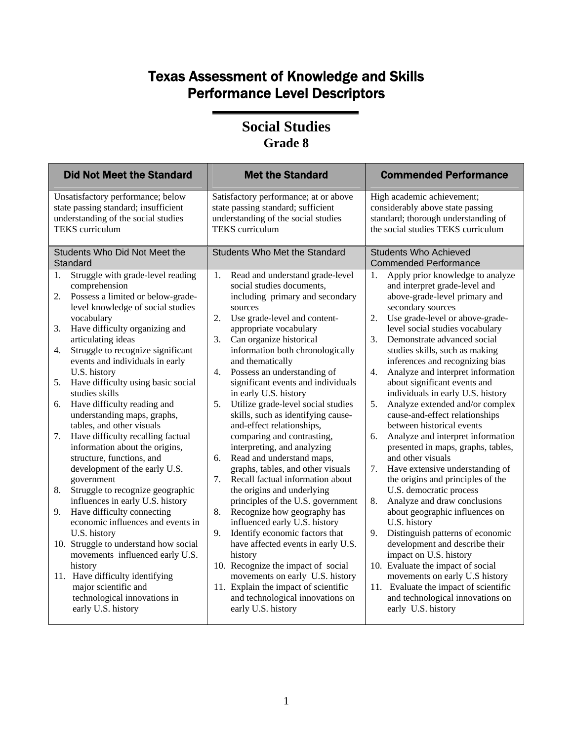# Texas Assessment of Knowledge and Skills
# Performance Level Descriptors

## Social Studies
### Grade 8

| Did Not Meet the Standard | Met the Standard | Commended Performance |
|---|---|---|
| Unsatisfactory performance; below state passing standard; insufficient understanding of the social studies TEKS curriculum | Satisfactory performance; at or above state passing standard; sufficient understanding of the social studies TEKS curriculum | High academic achievement; considerably above state passing standard; thorough understanding of the social studies TEKS curriculum |
| **Students Who Did Not Meet the Standard** | **Students Who Met the Standard** | **Students Who Achieved Commended Performance** |
| 1. Struggle with grade-level reading comprehension<br>2. Possess a limited or below-grade-level knowledge of social studies vocabulary<br>3. Have difficulty organizing and articulating ideas<br>4. Struggle to recognize significant events and individuals in early U.S. history<br>5. Have difficulty using basic social studies skills<br>6. Have difficulty reading and understanding maps, graphs, tables, and other visuals<br>7. Have difficulty recalling factual information about the origins, structure, functions, and development of the early U.S. government<br>8. Struggle to recognize geographic influences in early U.S. history<br>9. Have difficulty connecting economic influences and events in U.S. history<br>10. Struggle to understand how social movements influenced early U.S. history<br>11. Have difficulty identifying major scientific and technological innovations in early U.S. history | 1. Read and understand grade-level social studies documents, including primary and secondary sources<br>2. Use grade-level and content-appropriate vocabulary<br>3. Can organize historical information both chronologically and thematically<br>4. Possess an understanding of significant events and individuals in early U.S. history<br>5. Utilize grade-level social studies skills, such as identifying cause-and-effect relationships, comparing and contrasting, interpreting, and analyzing<br>6. Read and understand maps, graphs, tables, and other visuals<br>7. Recall factual information about the origins and underlying principles of the U.S. government<br>8. Recognize how geography has influenced early U.S. history<br>9. Identify economic factors that have affected events in early U.S. history<br>10. Recognize the impact of social movements on early U.S. history<br>11. Explain the impact of scientific and technological innovations on early U.S. history | 1. Apply prior knowledge to analyze and interpret grade-level and above-grade-level primary and secondary sources<br>2. Use grade-level or above-grade-level social studies vocabulary<br>3. Demonstrate advanced social studies skills, such as making inferences and recognizing bias<br>4. Analyze and interpret information about significant events and individuals in early U.S. history<br>5. Analyze extended and/or complex cause-and-effect relationships between historical events<br>6. Analyze and interpret information presented in maps, graphs, tables, and other visuals<br>7. Have extensive understanding of the origins and principles of the U.S. democratic process<br>8. Analyze and draw conclusions about geographic influences on U.S. history<br>9. Distinguish patterns of economic development and describe their impact on U.S. history<br>10. Evaluate the impact of social movements on early U.S history<br>11. Evaluate the impact of scientific and technological innovations on early U.S. history |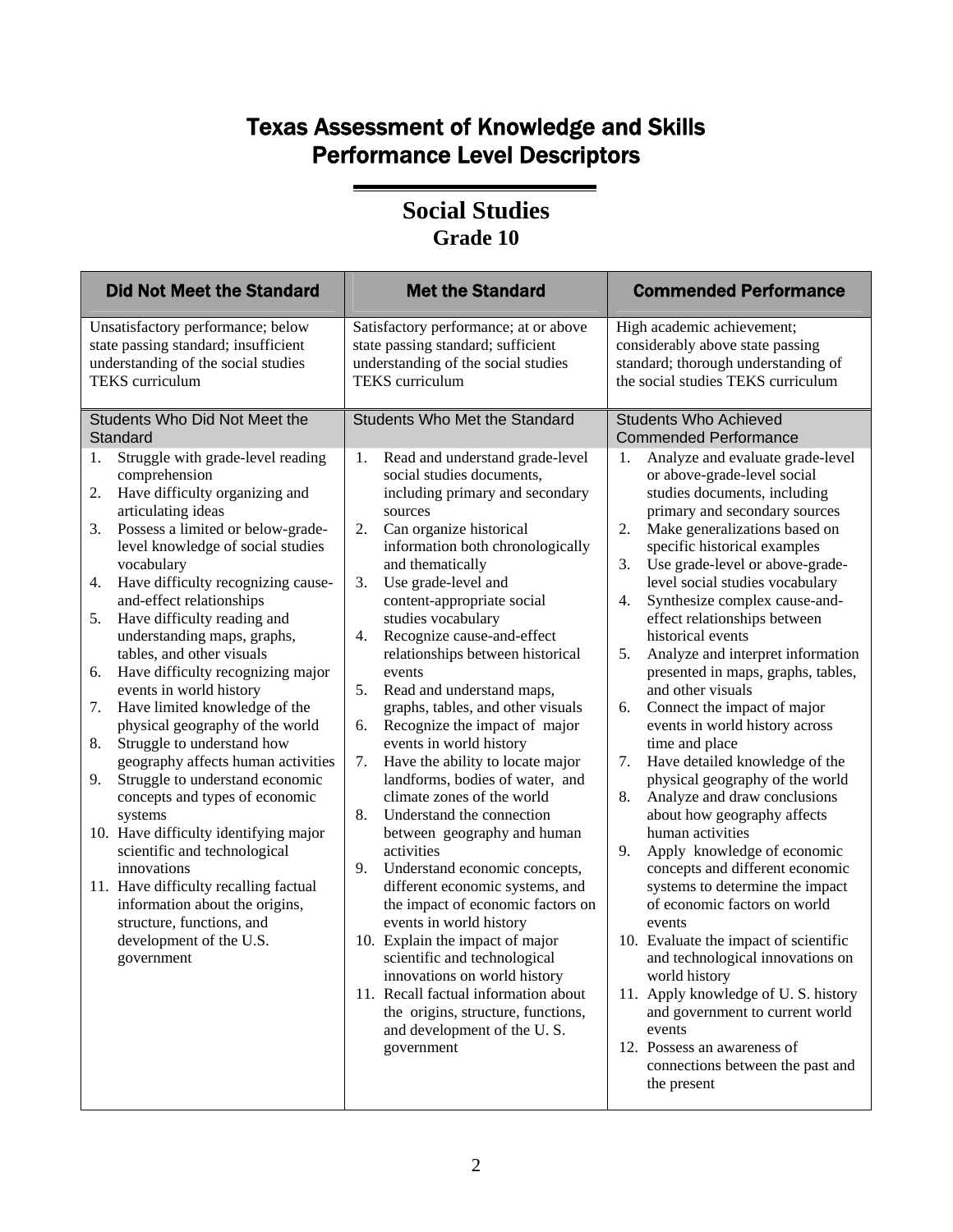# Texas Assessment of Knowledge and Skills Performance Level Descriptors

## Social Studies
### Grade 10

| Did Not Meet the Standard | Met the Standard | Commended Performance |
|---|---|---|
| Unsatisfactory performance; below state passing standard; insufficient understanding of the social studies TEKS curriculum | Satisfactory performance; at or above state passing standard; sufficient understanding of the social studies TEKS curriculum | High academic achievement; considerably above state passing standard; thorough understanding of the social studies TEKS curriculum |
| **Students Who Did Not Meet the Standard** | **Students Who Met the Standard** | **Students Who Achieved Commended Performance** |
| 1. Struggle with grade-level reading comprehension<br>2. Have difficulty organizing and articulating ideas<br>3. Possess a limited or below-grade-level knowledge of social studies vocabulary<br>4. Have difficulty recognizing cause-and-effect relationships<br>5. Have difficulty reading and understanding maps, graphs, tables, and other visuals<br>6. Have difficulty recognizing major events in world history<br>7. Have limited knowledge of the physical geography of the world<br>8. Struggle to understand how geography affects human activities<br>9. Struggle to understand economic concepts and types of economic systems<br>10. Have difficulty identifying major scientific and technological innovations<br>11. Have difficulty recalling factual information about the origins, structure, functions, and development of the U.S. government | 1. Read and understand grade-level social studies documents, including primary and secondary sources<br>2. Can organize historical information both chronologically and thematically<br>3. Use grade-level and content-appropriate social studies vocabulary<br>4. Recognize cause-and-effect relationships between historical events<br>5. Read and understand maps, graphs, tables, and other visuals<br>6. Recognize the impact of major events in world history<br>7. Have the ability to locate major landforms, bodies of water, and climate zones of the world<br>8. Understand the connection between geography and human activities<br>9. Understand economic concepts, different economic systems, and the impact of economic factors on events in world history<br>10. Explain the impact of major scientific and technological innovations on world history<br>11. Recall factual information about the origins, structure, functions, and development of the U. S. government | 1. Analyze and evaluate grade-level or above-grade-level social studies documents, including primary and secondary sources<br>2. Make generalizations based on specific historical examples<br>3. Use grade-level or above-grade-level social studies vocabulary<br>4. Synthesize complex cause-and-effect relationships between historical events<br>5. Analyze and interpret information presented in maps, graphs, tables, and other visuals<br>6. Connect the impact of major events in world history across time and place<br>7. Have detailed knowledge of the physical geography of the world<br>8. Analyze and draw conclusions about how geography affects human activities<br>9. Apply knowledge of economic concepts and different economic systems to determine the impact of economic factors on world events<br>10. Evaluate the impact of scientific and technological innovations on world history<br>11. Apply knowledge of U. S. history and government to current world events<br>12. Possess an awareness of connections between the past and the present |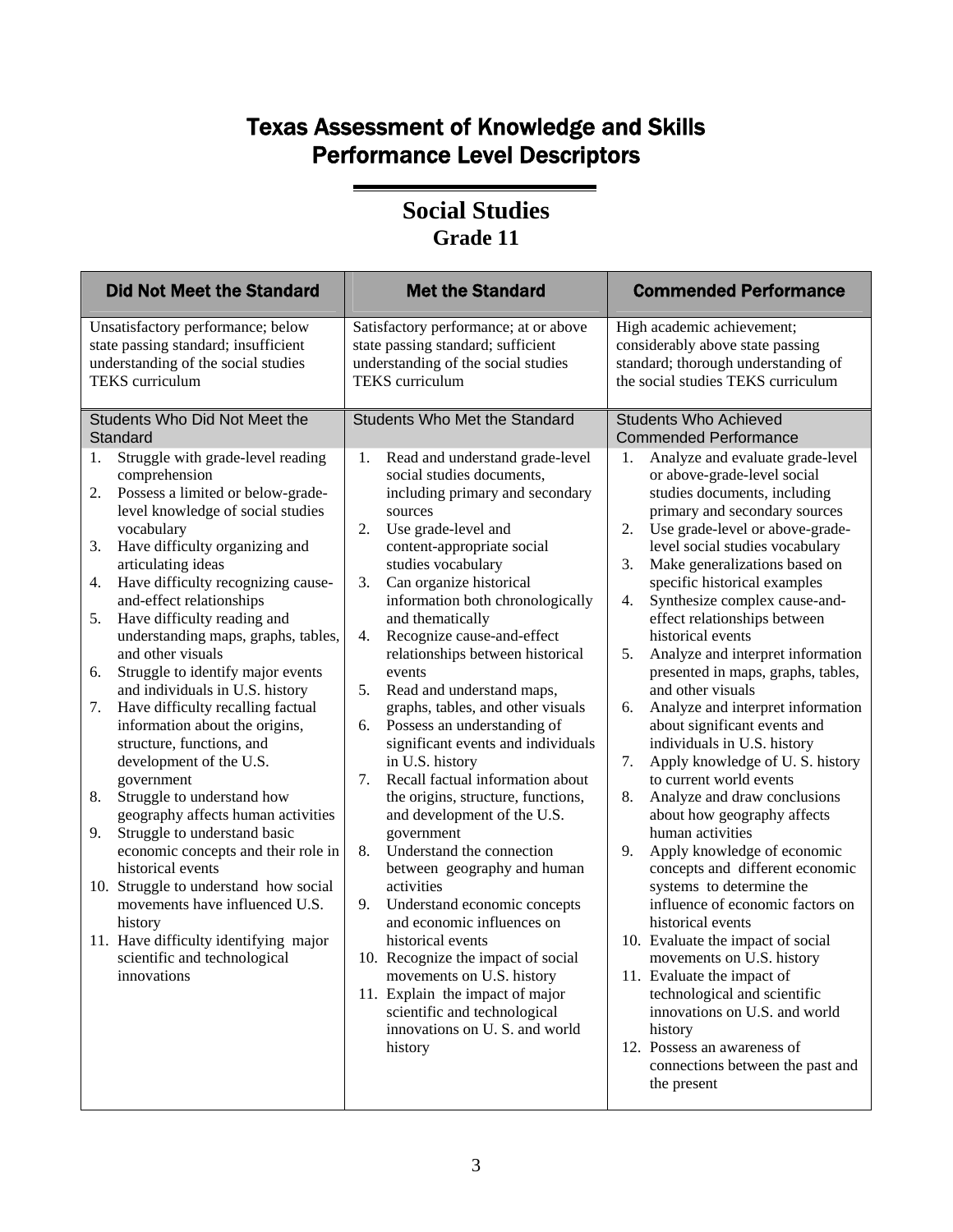# Texas Assessment of Knowledge and Skills
# Performance Level Descriptors

## Social Studies
### Grade 11

| Did Not Meet the Standard | Met the Standard | Commended Performance |
|---|---|---|
| Unsatisfactory performance; below state passing standard; insufficient understanding of the social studies TEKS curriculum | Satisfactory performance; at or above state passing standard; sufficient understanding of the social studies TEKS curriculum | High academic achievement; considerably above state passing standard; thorough understanding of the social studies TEKS curriculum |
| **Students Who Did Not Meet the Standard** | **Students Who Met the Standard** | **Students Who Achieved Commended Performance** |
| 1. Struggle with grade-level reading comprehension<br>2. Possess a limited or below-grade-level knowledge of social studies vocabulary<br>3. Have difficulty organizing and articulating ideas<br>4. Have difficulty recognizing cause-and-effect relationships<br>5. Have difficulty reading and understanding maps, graphs, tables, and other visuals<br>6. Struggle to identify major events and individuals in U.S. history<br>7. Have difficulty recalling factual information about the origins, structure, functions, and development of the U.S. government<br>8. Struggle to understand how geography affects human activities<br>9. Struggle to understand basic economic concepts and their role in historical events<br>10. Struggle to understand how social movements have influenced U.S. history<br>11. Have difficulty identifying major scientific and technological innovations | 1. Read and understand grade-level social studies documents, including primary and secondary sources<br>2. Use grade-level and content-appropriate social studies vocabulary<br>3. Can organize historical information both chronologically and thematically<br>4. Recognize cause-and-effect relationships between historical events<br>5. Read and understand maps, graphs, tables, and other visuals<br>6. Possess an understanding of significant events and individuals in U.S. history<br>7. Recall factual information about the origins, structure, functions, and development of the U.S. government<br>8. Understand the connection between geography and human activities<br>9. Understand economic concepts and economic influences on historical events<br>10. Recognize the impact of social movements on U.S. history<br>11. Explain the impact of major scientific and technological innovations on U. S. and world history | 1. Analyze and evaluate grade-level or above-grade-level social studies documents, including primary and secondary sources<br>2. Use grade-level or above-grade-level social studies vocabulary<br>3. Make generalizations based on specific historical examples<br>4. Synthesize complex cause-and-effect relationships between historical events<br>5. Analyze and interpret information presented in maps, graphs, tables, and other visuals<br>6. Analyze and interpret information about significant events and individuals in U.S. history<br>7. Apply knowledge of U. S. history to current world events<br>8. Analyze and draw conclusions about how geography affects human activities<br>9. Apply knowledge of economic concepts and different economic systems to determine the influence of economic factors on historical events<br>10. Evaluate the impact of social movements on U.S. history<br>11. Evaluate the impact of technological and scientific innovations on U.S. and world history<br>12. Possess an awareness of connections between the past and the present |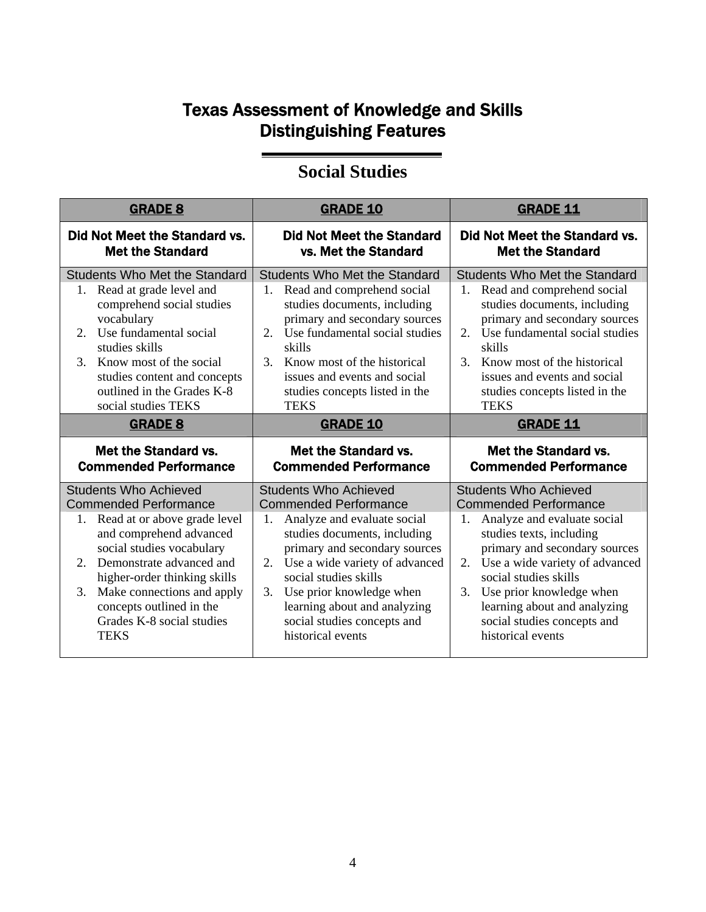# Texas Assessment of Knowledge and Skills
# Distinguishing Features

## Social Studies

| GRADE 8 | GRADE 10 | GRADE 11 |
|---|---|---|
| **Did Not Meet the Standard vs. Met the Standard** | **Did Not Meet the Standard vs. Met the Standard** | **Did Not Meet the Standard vs. Met the Standard** |
| Students Who Met the Standard | Students Who Met the Standard | Students Who Met the Standard |
| 1. Read at grade level and comprehend social studies vocabulary<br>2. Use fundamental social studies skills<br>3. Know most of the social studies content and concepts outlined in the Grades K-8 social studies TEKS | 1. Read and comprehend social studies documents, including primary and secondary sources<br>2. Use fundamental social studies skills<br>3. Know most of the historical issues and events and social studies concepts listed in the TEKS | 1. Read and comprehend social studies documents, including primary and secondary sources<br>2. Use fundamental social studies skills<br>3. Know most of the historical issues and events and social studies concepts listed in the TEKS |
| **GRADE 8** | **GRADE 10** | **GRADE 11** |
| **Met the Standard vs. Commended Performance** | **Met the Standard vs. Commended Performance** | **Met the Standard vs. Commended Performance** |
| Students Who Achieved Commended Performance | Students Who Achieved Commended Performance | Students Who Achieved Commended Performance |
| 1. Read at or above grade level and comprehend advanced social studies vocabulary<br>2. Demonstrate advanced and higher-order thinking skills<br>3. Make connections and apply concepts outlined in the Grades K-8 social studies TEKS | 1. Analyze and evaluate social studies documents, including primary and secondary sources<br>2. Use a wide variety of advanced social studies skills<br>3. Use prior knowledge when learning about and analyzing social studies concepts and historical events | 1. Analyze and evaluate social studies texts, including primary and secondary sources<br>2. Use a wide variety of advanced social studies skills<br>3. Use prior knowledge when learning about and analyzing social studies concepts and historical events |